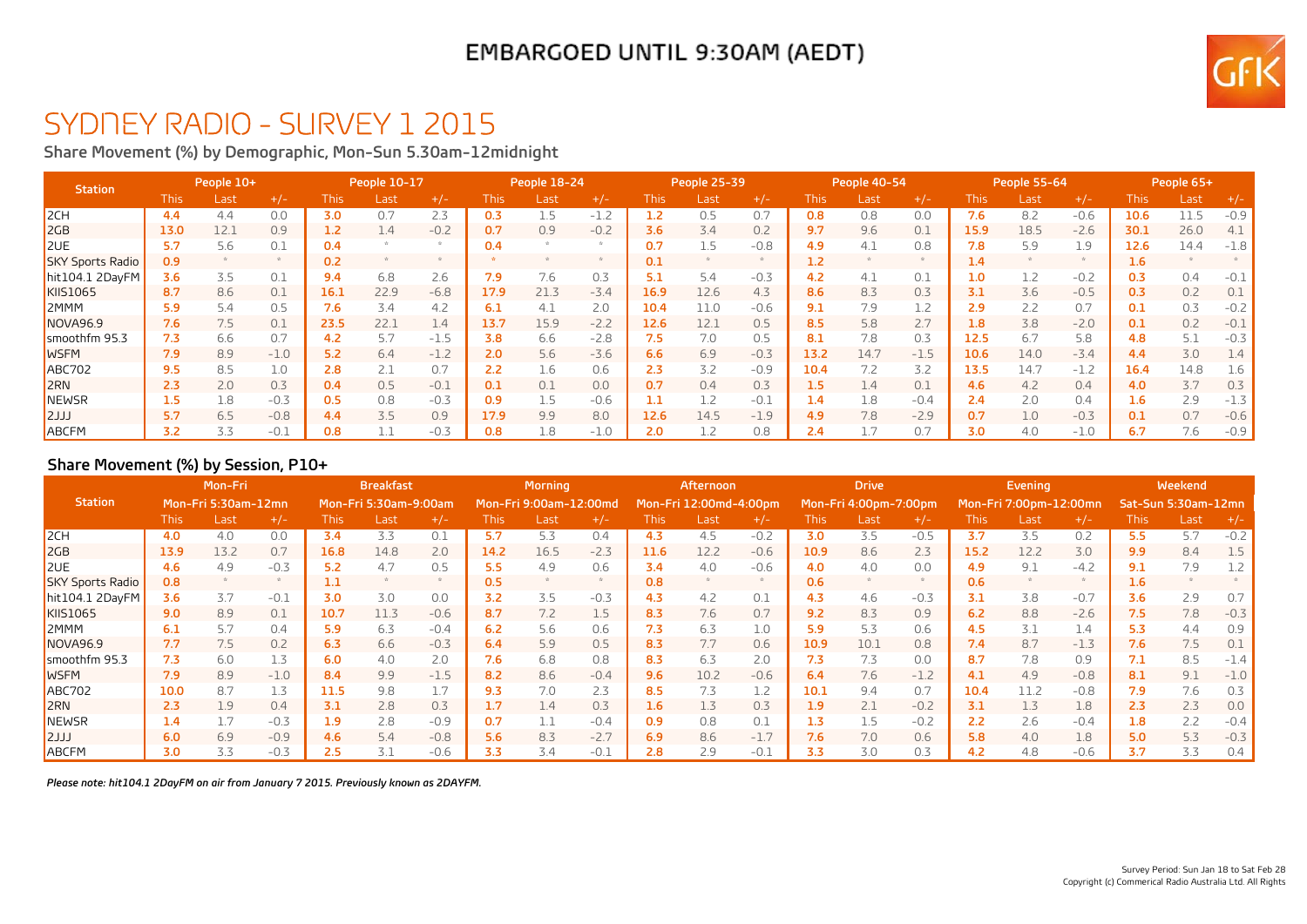EMBARGOED UNTIL 9:30AM (AEDT)

# SYDNEY RADIO - SURVEY 1 2015

## Share Movement (%) by Demographic, Mon-Sun 5.30am-12midnight

| Station | People 10+ | | | People 10-17 | | | People 18-24 | | | People 25-39 | | | People 40-54 | | | People 55-64 | | | People 65+ | | |
|---|---|---|---|---|---|---|---|---|---|---|---|---|---|---|---|---|---|---|---|---|---|
| | This | Last | +/- | This | Last | +/- | This | Last | +/- | This | Last | +/- | This | Last | +/- | This | Last | +/- | This | Last | +/- |
| 2CH | 4.4 | 4.4 | 0.0 | 3.0 | 0.7 | 2.3 | 0.3 | 1.5 | -1.2 | 1.2 | 0.5 | 0.7 | 0.8 | 0.8 | 0.0 | 7.6 | 8.2 | -0.6 | 10.6 | 11.5 | -0.9 |
| 2GB | 13.0 | 12.1 | 0.9 | 1.2 | 1.4 | -0.2 | 0.7 | 0.9 | -0.2 | 3.6 | 3.4 | 0.2 | 9.7 | 9.6 | 0.1 | 15.9 | 18.5 | -2.6 | 30.1 | 26.0 | 4.1 |
| 2UE | 5.7 | 5.6 | 0.1 | 0.4 | * | * | 0.4 | * | * | 0.7 | 1.5 | -0.8 | 4.9 | 4.1 | 0.8 | 7.8 | 5.9 | 1.9 | 12.6 | 14.4 | -1.8 |
| SKY Sports Radio | 0.9 | * | * | 0.2 | * | * | * | * | * | 0.1 | * | * | 1.2 | * | * | 1.4 | * | * | 1.6 | * | * |
| hit104.1 2DayFM | 3.6 | 3.5 | 0.1 | 9.4 | 6.8 | 2.6 | 7.9 | 7.6 | 0.3 | 5.1 | 5.4 | -0.3 | 4.2 | 4.1 | 0.1 | 1.0 | 1.2 | -0.2 | 0.3 | 0.4 | -0.1 |
| KIIS1065 | 8.7 | 8.6 | 0.1 | 16.1 | 22.9 | -6.8 | 17.9 | 21.3 | -3.4 | 16.9 | 12.6 | 4.3 | 8.6 | 8.3 | 0.3 | 3.1 | 3.6 | -0.5 | 0.3 | 0.2 | 0.1 |
| 2MMM | 5.9 | 5.4 | 0.5 | 7.6 | 3.4 | 4.2 | 6.1 | 4.1 | 2.0 | 10.4 | 11.0 | -0.6 | 9.1 | 7.9 | 1.2 | 2.9 | 2.2 | 0.7 | 0.1 | 0.3 | -0.2 |
| NOVA96.9 | 7.6 | 7.5 | 0.1 | 23.5 | 22.1 | 1.4 | 13.7 | 15.9 | -2.2 | 12.6 | 12.1 | 0.5 | 8.5 | 5.8 | 2.7 | 1.8 | 3.8 | -2.0 | 0.1 | 0.2 | -0.1 |
| smoothfm 95.3 | 7.3 | 6.6 | 0.7 | 4.2 | 5.7 | -1.5 | 3.8 | 6.6 | -2.8 | 7.5 | 7.0 | 0.5 | 8.1 | 7.8 | 0.3 | 12.5 | 6.7 | 5.8 | 4.8 | 5.1 | -0.3 |
| WSFM | 7.9 | 8.9 | -1.0 | 5.2 | 6.4 | -1.2 | 2.0 | 5.6 | -3.6 | 6.6 | 6.9 | -0.3 | 13.2 | 14.7 | -1.5 | 10.6 | 14.0 | -3.4 | 4.4 | 3.0 | 1.4 |
| ABC702 | 9.5 | 8.5 | 1.0 | 2.8 | 2.1 | 0.7 | 2.2 | 1.6 | 0.6 | 2.3 | 3.2 | -0.9 | 10.4 | 7.2 | 3.2 | 13.5 | 14.7 | -1.2 | 16.4 | 14.8 | 1.6 |
| 2RN | 2.3 | 2.0 | 0.3 | 0.4 | 0.5 | -0.1 | 0.1 | 0.1 | 0.0 | 0.7 | 0.4 | 0.3 | 1.5 | 1.4 | 0.1 | 4.6 | 4.2 | 0.4 | 4.0 | 3.7 | 0.3 |
| NEWSR | 1.5 | 1.8 | -0.3 | 0.5 | 0.8 | -0.3 | 0.9 | 1.5 | -0.6 | 1.1 | 1.2 | -0.1 | 1.4 | 1.8 | -0.4 | 2.4 | 2.0 | 0.4 | 1.6 | 2.9 | -1.3 |
| 2JJJ | 5.7 | 6.5 | -0.8 | 4.4 | 3.5 | 0.9 | 17.9 | 9.9 | 8.0 | 12.6 | 14.5 | -1.9 | 4.9 | 7.8 | -2.9 | 0.7 | 1.0 | -0.3 | 0.1 | 0.7 | -0.6 |
| ABCFM | 3.2 | 3.3 | -0.1 | 0.8 | 1.1 | -0.3 | 0.8 | 1.8 | -1.0 | 2.0 | 1.2 | 0.8 | 2.4 | 1.7 | 0.7 | 3.0 | 4.0 | -1.0 | 6.7 | 7.6 | -0.9 |

## Share Movement (%) by Session, P10+

| Station | Mon-Fri Mon-Fri 5:30am-12mn | | | Breakfast Mon-Fri 5:30am-9:00am | | | Morning Mon-Fri 9:00am-12:00md | | | Afternoon Mon-Fri 12:00md-4:00pm | | | Drive Mon-Fri 4:00pm-7:00pm | | | Evening Mon-Fri 7:00pm-12:00mn | | | Weekend Sat-Sun 5:30am-12mn | | |
|---|---|---|---|---|---|---|---|---|---|---|---|---|---|---|---|---|---|---|---|---|---|
| | This | Last | +/- | This | Last | +/- | This | Last | +/- | This | Last | +/- | This | Last | +/- | This | Last | +/- | This | Last | +/- |
| 2CH | 4.0 | 4.0 | 0.0 | 3.4 | 3.3 | 0.1 | 5.7 | 5.3 | 0.4 | 4.3 | 4.5 | -0.2 | 3.0 | 3.5 | -0.5 | 3.7 | 3.5 | 0.2 | 5.5 | 5.7 | -0.2 |
| 2GB | 13.9 | 13.2 | 0.7 | 16.8 | 14.8 | 2.0 | 14.2 | 16.5 | -2.3 | 11.6 | 12.2 | -0.6 | 10.9 | 8.6 | 2.3 | 15.2 | 12.2 | 3.0 | 9.9 | 8.4 | 1.5 |
| 2UE | 4.6 | 4.9 | -0.3 | 5.2 | 4.7 | 0.5 | 5.5 | 4.9 | 0.6 | 3.4 | 4.0 | -0.6 | 4.0 | 4.0 | 0.0 | 4.9 | 9.1 | -4.2 | 9.1 | 7.9 | 1.2 |
| SKY Sports Radio | 0.8 | * | * | 1.1 | * | * | 0.5 | * | * | 0.8 | * | * | 0.6 | * | * | 0.6 | * | * | 1.6 | * | * |
| hit104.1 2DayFM | 3.6 | 3.7 | -0.1 | 3.0 | 3.0 | 0.0 | 3.2 | 3.5 | -0.3 | 4.3 | 4.2 | 0.1 | 4.3 | 4.6 | -0.3 | 3.1 | 3.8 | -0.7 | 3.6 | 2.9 | 0.7 |
| KIIS1065 | 9.0 | 8.9 | 0.1 | 10.7 | 11.3 | -0.6 | 8.7 | 7.2 | 1.5 | 8.3 | 7.6 | 0.7 | 9.2 | 8.3 | 0.9 | 6.2 | 8.8 | -2.6 | 7.5 | 7.8 | -0.3 |
| 2MMM | 6.1 | 5.7 | 0.4 | 5.9 | 6.3 | -0.4 | 6.2 | 5.6 | 0.6 | 7.3 | 6.3 | 1.0 | 5.9 | 5.3 | 0.6 | 4.5 | 3.1 | 1.4 | 5.3 | 4.4 | 0.9 |
| NOVA96.9 | 7.7 | 7.5 | 0.2 | 6.3 | 6.6 | -0.3 | 6.4 | 5.9 | 0.5 | 8.3 | 7.7 | 0.6 | 10.9 | 10.1 | 0.8 | 7.4 | 8.7 | -1.3 | 7.6 | 7.5 | 0.1 |
| smoothfm 95.3 | 7.3 | 6.0 | 1.3 | 6.0 | 4.0 | 2.0 | 7.6 | 6.8 | 0.8 | 8.3 | 6.3 | 2.0 | 7.3 | 7.3 | 0.0 | 8.7 | 7.8 | 0.9 | 7.1 | 8.5 | -1.4 |
| WSFM | 7.9 | 8.9 | -1.0 | 8.4 | 9.9 | -1.5 | 8.2 | 8.6 | -0.4 | 9.6 | 10.2 | -0.6 | 6.4 | 7.6 | -1.2 | 4.1 | 4.9 | -0.8 | 8.1 | 9.1 | -1.0 |
| ABC702 | 10.0 | 8.7 | 1.3 | 11.5 | 9.8 | 1.7 | 9.3 | 7.0 | 2.3 | 8.5 | 7.3 | 1.2 | 10.1 | 9.4 | 0.7 | 10.4 | 11.2 | -0.8 | 7.9 | 7.6 | 0.3 |
| 2RN | 2.3 | 1.9 | 0.4 | 3.1 | 2.8 | 0.3 | 1.7 | 1.4 | 0.3 | 1.6 | 1.3 | 0.3 | 1.9 | 2.1 | -0.2 | 3.1 | 1.3 | 1.8 | 2.3 | 2.3 | 0.0 |
| NEWSR | 1.4 | 1.7 | -0.3 | 1.9 | 2.8 | -0.9 | 0.7 | 1.1 | -0.4 | 0.9 | 0.8 | 0.1 | 1.3 | 1.5 | -0.2 | 2.2 | 2.6 | -0.4 | 1.8 | 2.2 | -0.4 |
| 2JJJ | 6.0 | 6.9 | -0.9 | 4.6 | 5.4 | -0.8 | 5.6 | 8.3 | -2.7 | 6.9 | 8.6 | -1.7 | 7.6 | 7.0 | 0.6 | 5.8 | 4.0 | 1.8 | 5.0 | 5.3 | -0.3 |
| ABCFM | 3.0 | 3.3 | -0.3 | 2.5 | 3.1 | -0.6 | 3.3 | 3.4 | -0.1 | 2.8 | 2.9 | -0.1 | 3.3 | 3.0 | 0.3 | 4.2 | 4.8 | -0.6 | 3.7 | 3.3 | 0.4 |

*Please note: hit104.1 2DayFM on air from January 7 2015. Previously known as 2DAYFM.*

Survey Period: Sun Jan 18 to Sat Feb 28
Copyright (c) Commerical Radio Australia Ltd. All Rights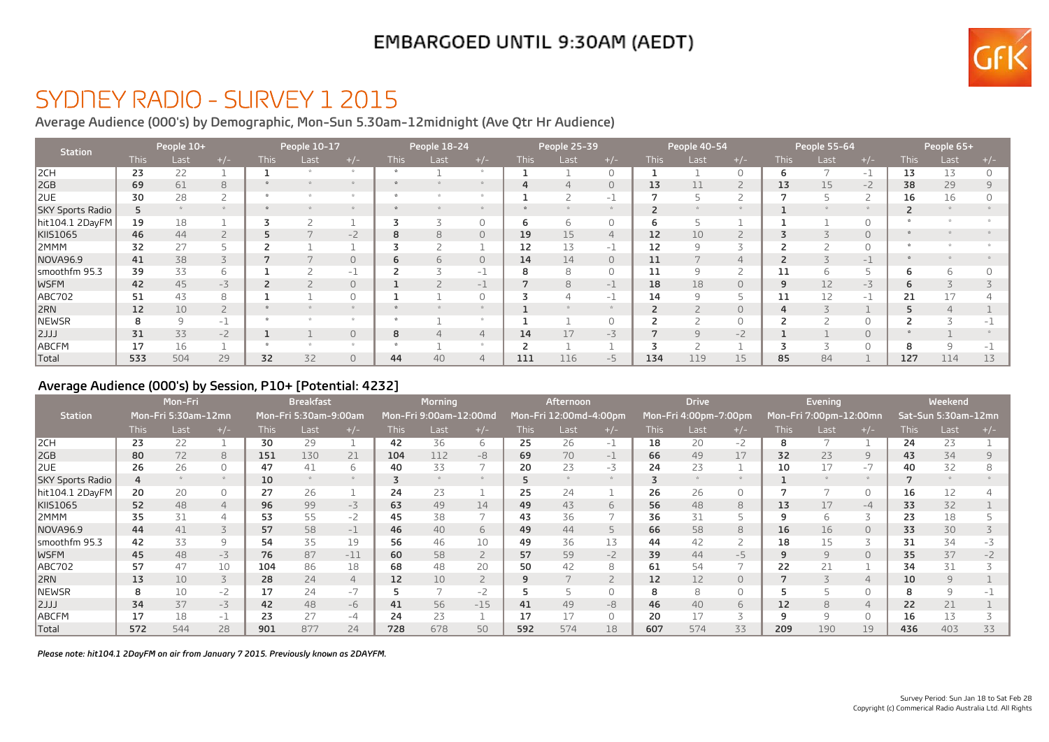EMBARGOED UNTIL 9:30AM (AEDT)

# SYDNEY RADIO - SURVEY 1 2015

## Average Audience (000's) by Demographic, Mon-Sun 5.30am-12midnight (Ave Qtr Hr Audience)

| Station | People 10+ | | | People 10-17 | | | People 18-24 | | | People 25-39 | | | People 40-54 | | | People 55-64 | | | People 65+ | | |
|---|---|---|---|---|---|---|---|---|---|---|---|---|---|---|---|---|---|---|---|---|---|
| | This | Last | +/- | This | Last | +/- | This | Last | +/- | This | Last | +/- | This | Last | +/- | This | Last | +/- | This | Last | +/- |
| 2CH | 23 | 22 | 1 | 1 | * | * | * | 1 | * | 1 | 1 | 0 | 1 | 1 | 0 | 6 | 7 | -1 | 13 | 13 | 0 |
| 2GB | 69 | 61 | 8 | * | * | * | * | * | * | 4 | 4 | 0 | 13 | 11 | 2 | 13 | 15 | -2 | 38 | 29 | 9 |
| 2UE | 30 | 28 | 2 | * | * | * | * | * | * | 1 | 2 | -1 | 7 | 5 | 2 | 7 | 5 | 2 | 16 | 16 | 0 |
| SKY Sports Radio | 5 | * | * | * | * | * | * | * | * | * | * | * | 2 | * | * | 1 | * | * | 2 | * | * |
| hit104.1 2DayFM | 19 | 18 | 1 | 3 | 2 | 1 | 3 | 3 | 0 | 6 | 6 | 0 | 6 | 5 | 1 | 1 | 1 | 0 | * | * | * |
| KIIS1065 | 46 | 44 | 2 | 5 | 7 | -2 | 8 | 8 | 0 | 19 | 15 | 4 | 12 | 10 | 2 | 3 | 3 | 0 | * | * | * |
| 2MMM | 32 | 27 | 5 | 2 | 1 | 1 | 3 | 2 | 1 | 12 | 13 | -1 | 12 | 9 | 3 | 2 | 2 | 0 | * | * | * |
| NOVA96.9 | 41 | 38 | 3 | 7 | 7 | 0 | 6 | 6 | 0 | 14 | 14 | 0 | 11 | 7 | 4 | 2 | 3 | -1 | * | * | * |
| smoothfm 95.3 | 39 | 33 | 6 | 1 | 2 | -1 | 2 | 3 | -1 | 8 | 8 | 0 | 11 | 9 | 2 | 11 | 6 | 5 | 6 | 6 | 0 |
| WSFM | 42 | 45 | -3 | 2 | 2 | 0 | 1 | 2 | -1 | 7 | 8 | -1 | 18 | 18 | 0 | 9 | 12 | -3 | 6 | 3 | 3 |
| ABC702 | 51 | 43 | 8 | 1 | 1 | 0 | 1 | 1 | 0 | 3 | 4 | -1 | 14 | 9 | 5 | 11 | 12 | -1 | 21 | 17 | 4 |
| 2RN | 12 | 10 | 2 | * | * | * | * | * | * | 1 | * | * | 2 | 2 | 0 | 4 | 3 | 1 | 5 | 4 | 1 |
| NEWSR | 8 | 9 | -1 | * | * | * | * | 1 | * | 1 | 1 | 0 | 2 | 2 | 0 | 2 | 2 | 0 | 2 | 3 | -1 |
| 2JJJ | 31 | 33 | -2 | 1 | 1 | 0 | 8 | 4 | 4 | 14 | 17 | -3 | 7 | 9 | -2 | 1 | 1 | 0 | * | 1 | * |
| ABCFM | 17 | 16 | 1 | * | * | * | * | 1 | * | 2 | 1 | 1 | 3 | 2 | 1 | 3 | 3 | 0 | 8 | 9 | -1 |
| Total | 533 | 504 | 29 | 32 | 32 | 0 | 44 | 40 | 4 | 111 | 116 | -5 | 134 | 119 | 15 | 85 | 84 | 1 | 127 | 114 | 13 |

## Average Audience (000's) by Session, P10+ [Potential: 4232]

| Station | Mon-Fri | | | Breakfast | | | Morning | | | Afternoon | | | Drive | | | Evening | | | Weekend | | |
|---|---|---|---|---|---|---|---|---|---|---|---|---|---|---|---|---|---|---|---|---|---|
| | Mon-Fri 5:30am-12mn | | | Mon-Fri 5:30am-9:00am | | | Mon-Fri 9:00am-12:00md | | | Mon-Fri 12:00md-4:00pm | | | Mon-Fri 4:00pm-7:00pm | | | Mon-Fri 7:00pm-12:00mn | | | Sat-Sun 5:30am-12mn | | |
| | This | Last | +/- | This | Last | +/- | This | Last | +/- | This | Last | +/- | This | Last | +/- | This | Last | +/- | This | Last | +/- |
| 2CH | 23 | 22 | 1 | 30 | 29 | 1 | 42 | 36 | 6 | 25 | 26 | -1 | 18 | 20 | -2 | 8 | 7 | 1 | 24 | 23 | 1 |
| 2GB | 80 | 72 | 8 | 151 | 130 | 21 | 104 | 112 | -8 | 69 | 70 | -1 | 66 | 49 | 17 | 32 | 23 | 9 | 43 | 34 | 9 |
| 2UE | 26 | 26 | 0 | 47 | 41 | 6 | 40 | 33 | 7 | 20 | 23 | -3 | 24 | 23 | 1 | 10 | 17 | -7 | 40 | 32 | 8 |
| SKY Sports Radio | 4 | * | * | 10 | * | * | 3 | * | * | 5 | * | * | 3 | * | * | 1 | * | * | 7 | * | * |
| hit104.1 2DayFM | 20 | 20 | 0 | 27 | 26 | 1 | 24 | 23 | 1 | 25 | 24 | 1 | 26 | 26 | 0 | 7 | 7 | 0 | 16 | 12 | 4 |
| KIIS1065 | 52 | 48 | 4 | 96 | 99 | -3 | 63 | 49 | 14 | 49 | 43 | 6 | 56 | 48 | 8 | 13 | 17 | -4 | 33 | 32 | 1 |
| 2MMM | 35 | 31 | 4 | 53 | 55 | -2 | 45 | 38 | 7 | 43 | 36 | 7 | 36 | 31 | 5 | 9 | 6 | 3 | 23 | 18 | 5 |
| NOVA96.9 | 44 | 41 | 3 | 57 | 58 | -1 | 46 | 40 | 6 | 49 | 44 | 5 | 66 | 58 | 8 | 16 | 16 | 0 | 33 | 30 | 3 |
| smoothfm 95.3 | 42 | 33 | 9 | 54 | 35 | 19 | 56 | 46 | 10 | 49 | 36 | 13 | 44 | 42 | 2 | 18 | 15 | 3 | 31 | 34 | -3 |
| WSFM | 45 | 48 | -3 | 76 | 87 | -11 | 60 | 58 | 2 | 57 | 59 | -2 | 39 | 44 | -5 | 9 | 9 | 0 | 35 | 37 | -2 |
| ABC702 | 57 | 47 | 10 | 104 | 86 | 18 | 68 | 48 | 20 | 50 | 42 | 8 | 61 | 54 | 7 | 22 | 21 | 1 | 34 | 31 | 3 |
| 2RN | 13 | 10 | 3 | 28 | 24 | 4 | 12 | 10 | 2 | 9 | 7 | 2 | 12 | 12 | 0 | 7 | 3 | 4 | 10 | 9 | 1 |
| NEWSR | 8 | 10 | -2 | 17 | 24 | -7 | 5 | 7 | -2 | 5 | 5 | 0 | 8 | 8 | 0 | 5 | 5 | 0 | 8 | 9 | -1 |
| 2JJJ | 34 | 37 | -3 | 42 | 48 | -6 | 41 | 56 | -15 | 41 | 49 | -8 | 46 | 40 | 6 | 12 | 8 | 4 | 22 | 21 | 1 |
| ABCFM | 17 | 18 | -1 | 23 | 27 | -4 | 24 | 23 | 1 | 17 | 17 | 0 | 20 | 17 | 3 | 9 | 9 | 0 | 16 | 13 | 3 |
| Total | 572 | 544 | 28 | 901 | 877 | 24 | 728 | 678 | 50 | 592 | 574 | 18 | 607 | 574 | 33 | 209 | 190 | 19 | 436 | 403 | 33 |

*Please note: hit104.1 2DayFM on air from January 7 2015. Previously known as 2DAYFM.*

Survey Period: Sun Jan 18 to Sat Feb 28
Copyright (c) Commerical Radio Australia Ltd. All Rights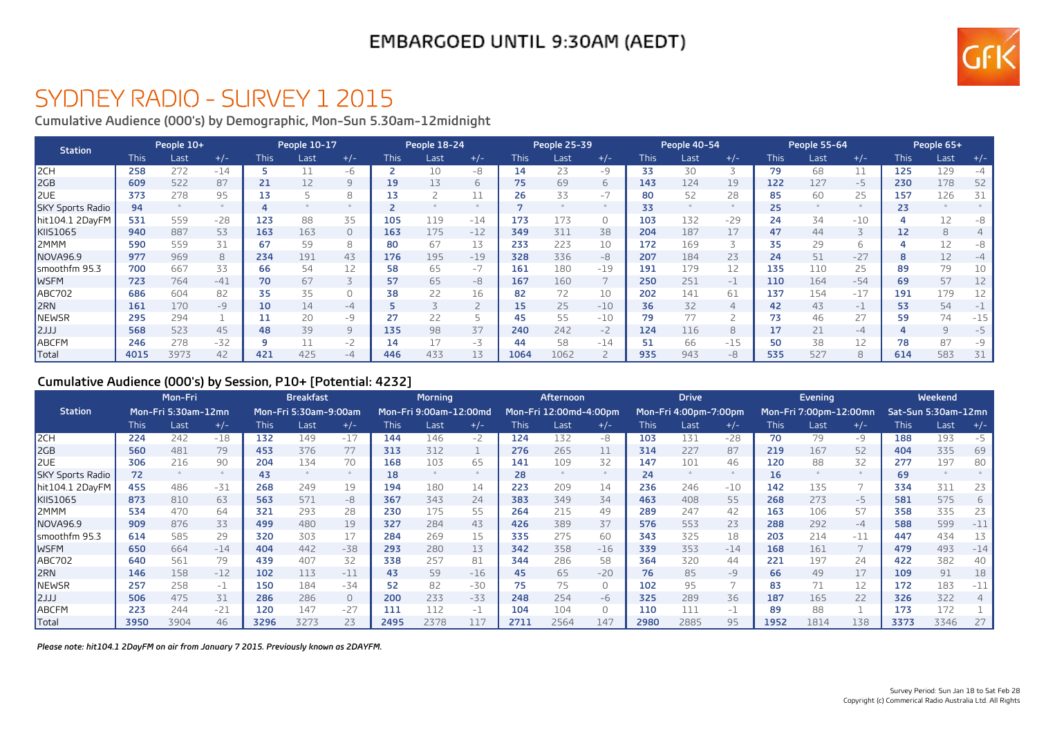EMBARGOED UNTIL 9:30AM (AEDT)

# SYDNEY RADIO - SURVEY 1 2015

## Cumulative Audience (000's) by Demographic, Mon-Sun 5.30am-12midnight

| Station | People 10+ | | | People 10-17 | | | People 18-24 | | | People 25-39 | | | People 40-54 | | | People 55-64 | | | People 65+ | | |
|---|---|---|---|---|---|---|---|---|---|---|---|---|---|---|---|---|---|---|---|---|---|
| | This | Last | +/- | This | Last | +/- | This | Last | +/- | This | Last | +/- | This | Last | +/- | This | Last | +/- | This | Last | +/- |
| 2CH | 258 | 272 | -14 | 5 | 11 | -6 | 2 | 10 | -8 | 14 | 23 | -9 | 33 | 30 | 3 | 79 | 68 | 11 | 125 | 129 | -4 |
| 2GB | 609 | 522 | 87 | 21 | 12 | 9 | 19 | 13 | 6 | 75 | 69 | 6 | 143 | 124 | 19 | 122 | 127 | -5 | 230 | 178 | 52 |
| 2UE | 373 | 278 | 95 | 13 | 5 | 8 | 13 | 2 | 11 | 26 | 33 | -7 | 80 | 52 | 28 | 85 | 60 | 25 | 157 | 126 | 31 |
| SKY Sports Radio | 94 | * | * | 4 | * | * | 2 | * | * | 7 | * | * | 33 | * | * | 25 | * | * | 23 | * | * |
| hit104.1 2DayFM | 531 | 559 | -28 | 123 | 88 | 35 | 105 | 119 | -14 | 173 | 173 | 0 | 103 | 132 | -29 | 24 | 34 | -10 | 4 | 12 | -8 |
| KIIS1065 | 940 | 887 | 53 | 163 | 163 | 0 | 163 | 175 | -12 | 349 | 311 | 38 | 204 | 187 | 17 | 47 | 44 | 3 | 12 | 8 | 4 |
| 2MMM | 590 | 559 | 31 | 67 | 59 | 8 | 80 | 67 | 13 | 233 | 223 | 10 | 172 | 169 | 3 | 35 | 29 | 6 | 4 | 12 | -8 |
| NOVA96.9 | 977 | 969 | 8 | 234 | 191 | 43 | 176 | 195 | -19 | 328 | 336 | -8 | 207 | 184 | 23 | 24 | 51 | -27 | 8 | 12 | -4 |
| smoothfm 95.3 | 700 | 667 | 33 | 66 | 54 | 12 | 58 | 65 | -7 | 161 | 180 | -19 | 191 | 179 | 12 | 135 | 110 | 25 | 89 | 79 | 10 |
| WSFM | 723 | 764 | -41 | 70 | 67 | 3 | 57 | 65 | -8 | 167 | 160 | 7 | 250 | 251 | -1 | 110 | 164 | -54 | 69 | 57 | 12 |
| ABC702 | 686 | 604 | 82 | 35 | 35 | 0 | 38 | 22 | 16 | 82 | 72 | 10 | 202 | 141 | 61 | 137 | 154 | -17 | 191 | 179 | 12 |
| 2RN | 161 | 170 | -9 | 10 | 14 | -4 | 5 | 3 | 2 | 15 | 25 | -10 | 36 | 32 | 4 | 42 | 43 | -1 | 53 | 54 | -1 |
| NEWSR | 295 | 294 | 1 | 11 | 20 | -9 | 27 | 22 | 5 | 45 | 55 | -10 | 79 | 77 | 2 | 73 | 46 | 27 | 59 | 74 | -15 |
| 2JJJ | 568 | 523 | 45 | 48 | 39 | 9 | 135 | 98 | 37 | 240 | 242 | -2 | 124 | 116 | 8 | 17 | 21 | -4 | 4 | 9 | -5 |
| ABCFM | 246 | 278 | -32 | 9 | 11 | -2 | 14 | 17 | -3 | 44 | 58 | -14 | 51 | 66 | -15 | 50 | 38 | 12 | 78 | 87 | -9 |
| Total | 4015 | 3973 | 42 | 421 | 425 | -4 | 446 | 433 | 13 | 1064 | 1062 | 2 | 935 | 943 | -8 | 535 | 527 | 8 | 614 | 583 | 31 |

## Cumulative Audience (000's) by Session, P10+ [Potential: 4232]

| Station | Mon-Fri | | | Breakfast | | | Morning | | | Afternoon | | | Drive | | | Evening | | | Weekend | | |
|---|---|---|---|---|---|---|---|---|---|---|---|---|---|---|---|---|---|---|---|---|---|
| | Mon-Fri 5:30am-12mn | | | Mon-Fri 5:30am-9:00am | | | Mon-Fri 9:00am-12:00md | | | Mon-Fri 12:00md-4:00pm | | | Mon-Fri 4:00pm-7:00pm | | | Mon-Fri 7:00pm-12:00mn | | | Sat-Sun 5:30am-12mn | | |
| | This | Last | +/- | This | Last | +/- | This | Last | +/- | This | Last | +/- | This | Last | +/- | This | Last | +/- | This | Last | +/- |
| 2CH | 224 | 242 | -18 | 132 | 149 | -17 | 144 | 146 | -2 | 124 | 132 | -8 | 103 | 131 | -28 | 70 | 79 | -9 | 188 | 193 | -5 |
| 2GB | 560 | 481 | 79 | 453 | 376 | 77 | 313 | 312 | 1 | 276 | 265 | 11 | 314 | 227 | 87 | 219 | 167 | 52 | 404 | 335 | 69 |
| 2UE | 306 | 216 | 90 | 204 | 134 | 70 | 168 | 103 | 65 | 141 | 109 | 32 | 147 | 101 | 46 | 120 | 88 | 32 | 277 | 197 | 80 |
| SKY Sports Radio | 72 | * | * | 43 | * | * | 18 | * | * | 28 | * | * | 24 | * | * | 16 | * | * | 69 | * | * |
| hit104.1 2DayFM | 455 | 486 | -31 | 268 | 249 | 19 | 194 | 180 | 14 | 223 | 209 | 14 | 236 | 246 | -10 | 142 | 135 | 7 | 334 | 311 | 23 |
| KIIS1065 | 873 | 810 | 63 | 563 | 571 | -8 | 367 | 343 | 24 | 383 | 349 | 34 | 463 | 408 | 55 | 268 | 273 | -5 | 581 | 575 | 6 |
| 2MMM | 534 | 470 | 64 | 321 | 293 | 28 | 230 | 175 | 55 | 264 | 215 | 49 | 289 | 247 | 42 | 163 | 106 | 57 | 358 | 335 | 23 |
| NOVA96.9 | 909 | 876 | 33 | 499 | 480 | 19 | 327 | 284 | 43 | 426 | 389 | 37 | 576 | 553 | 23 | 288 | 292 | -4 | 588 | 599 | -11 |
| smoothfm 95.3 | 614 | 585 | 29 | 320 | 303 | 17 | 284 | 269 | 15 | 335 | 275 | 60 | 343 | 325 | 18 | 203 | 214 | -11 | 447 | 434 | 13 |
| WSFM | 650 | 664 | -14 | 404 | 442 | -38 | 293 | 280 | 13 | 342 | 358 | -16 | 339 | 353 | -14 | 168 | 161 | 7 | 479 | 493 | -14 |
| ABC702 | 640 | 561 | 79 | 439 | 407 | 32 | 338 | 257 | 81 | 344 | 286 | 58 | 364 | 320 | 44 | 221 | 197 | 24 | 422 | 382 | 40 |
| 2RN | 146 | 158 | -12 | 102 | 113 | -11 | 43 | 59 | -16 | 45 | 65 | -20 | 76 | 85 | -9 | 66 | 49 | 17 | 109 | 91 | 18 |
| NEWSR | 257 | 258 | -1 | 150 | 184 | -34 | 52 | 82 | -30 | 75 | 75 | 0 | 102 | 95 | 7 | 83 | 71 | 12 | 172 | 183 | -11 |
| 2JJJ | 506 | 475 | 31 | 286 | 286 | 0 | 200 | 233 | -33 | 248 | 254 | -6 | 325 | 289 | 36 | 187 | 165 | 22 | 326 | 322 | 4 |
| ABCFM | 223 | 244 | -21 | 120 | 147 | -27 | 111 | 112 | -1 | 104 | 104 | 0 | 110 | 111 | -1 | 89 | 88 | 1 | 173 | 172 | 1 |
| Total | 3950 | 3904 | 46 | 3296 | 3273 | 23 | 2495 | 2378 | 117 | 2711 | 2564 | 147 | 2980 | 2885 | 95 | 1952 | 1814 | 138 | 3373 | 3346 | 27 |

*Please note: hit104.1 2DayFM on air from January 7 2015. Previously known as 2DAYFM.*

Survey Period: Sun Jan 18 to Sat Feb 28
Copyright (c) Commerical Radio Australia Ltd. All Rights